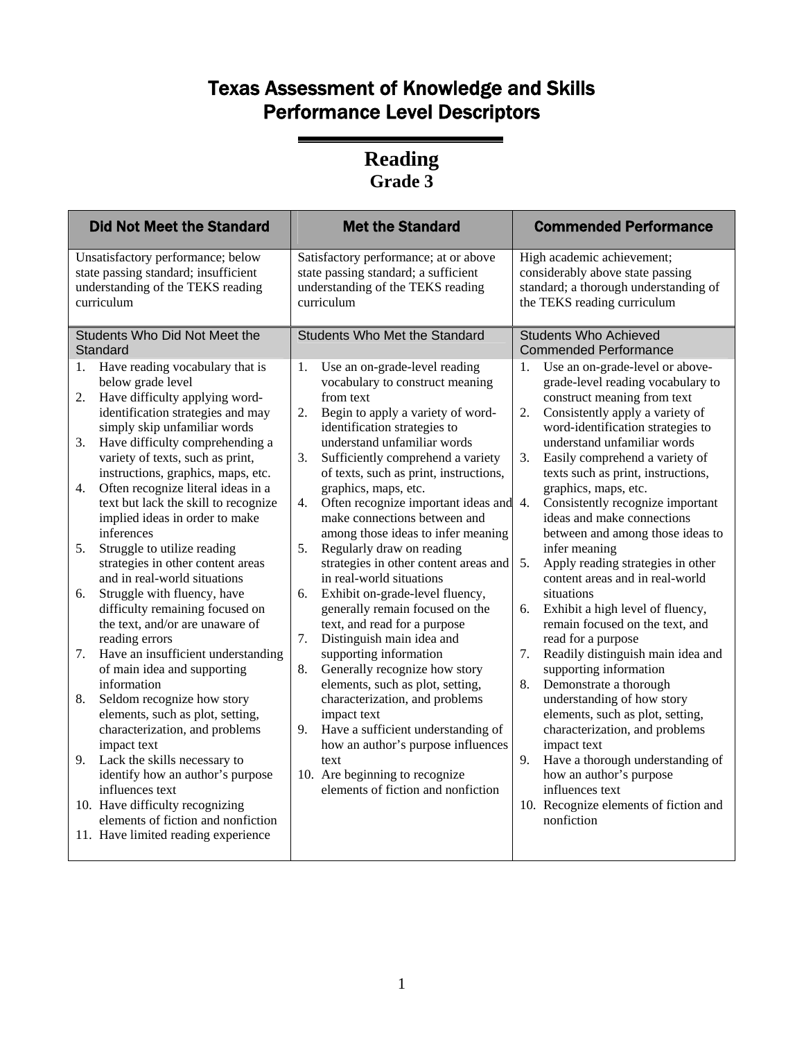# Texas Assessment of Knowledge and Skills
# Performance Level Descriptors

## Reading
### Grade 3

| Did Not Meet the Standard | Met the Standard | Commended Performance |
|---|---|---|
| Unsatisfactory performance; below state passing standard; insufficient understanding of the TEKS reading curriculum | Satisfactory performance; at or above state passing standard; a sufficient understanding of the TEKS reading curriculum | High academic achievement; considerably above state passing standard; a thorough understanding of the TEKS reading curriculum |
| **Students Who Did Not Meet the Standard** | **Students Who Met the Standard** | **Students Who Achieved Commended Performance** |
| 1. Have reading vocabulary that is below grade level<br>2. Have difficulty applying word-identification strategies and may simply skip unfamiliar words<br>3. Have difficulty comprehending a variety of texts, such as print, instructions, graphics, maps, etc.<br>4. Often recognize literal ideas in a text but lack the skill to recognize implied ideas in order to make inferences<br>5. Struggle to utilize reading strategies in other content areas and in real-world situations<br>6. Struggle with fluency, have difficulty remaining focused on the text, and/or are unaware of reading errors<br>7. Have an insufficient understanding of main idea and supporting information<br>8. Seldom recognize how story elements, such as plot, setting, characterization, and problems impact text<br>9. Lack the skills necessary to identify how an author's purpose influences text<br>10. Have difficulty recognizing elements of fiction and nonfiction<br>11. Have limited reading experience | 1. Use an on-grade-level reading vocabulary to construct meaning from text<br>2. Begin to apply a variety of word-identification strategies to understand unfamiliar words<br>3. Sufficiently comprehend a variety of texts, such as print, instructions, graphics, maps, etc.<br>4. Often recognize important ideas and make connections between and among those ideas to infer meaning<br>5. Regularly draw on reading strategies in other content areas and in real-world situations<br>6. Exhibit on-grade-level fluency, generally remain focused on the text, and read for a purpose<br>7. Distinguish main idea and supporting information<br>8. Generally recognize how story elements, such as plot, setting, characterization, and problems impact text<br>9. Have a sufficient understanding of how an author's purpose influences text<br>10. Are beginning to recognize elements of fiction and nonfiction | 1. Use an on-grade-level or above-grade-level reading vocabulary to construct meaning from text<br>2. Consistently apply a variety of word-identification strategies to understand unfamiliar words<br>3. Easily comprehend a variety of texts such as print, instructions, graphics, maps, etc.<br>4. Consistently recognize important ideas and make connections between and among those ideas to infer meaning<br>5. Apply reading strategies in other content areas and in real-world situations<br>6. Exhibit a high level of fluency, remain focused on the text, and read for a purpose<br>7. Readily distinguish main idea and supporting information<br>8. Demonstrate a thorough understanding of how story elements, such as plot, setting, characterization, and problems impact text<br>9. Have a thorough understanding of how an author's purpose influences text<br>10. Recognize elements of fiction and nonfiction |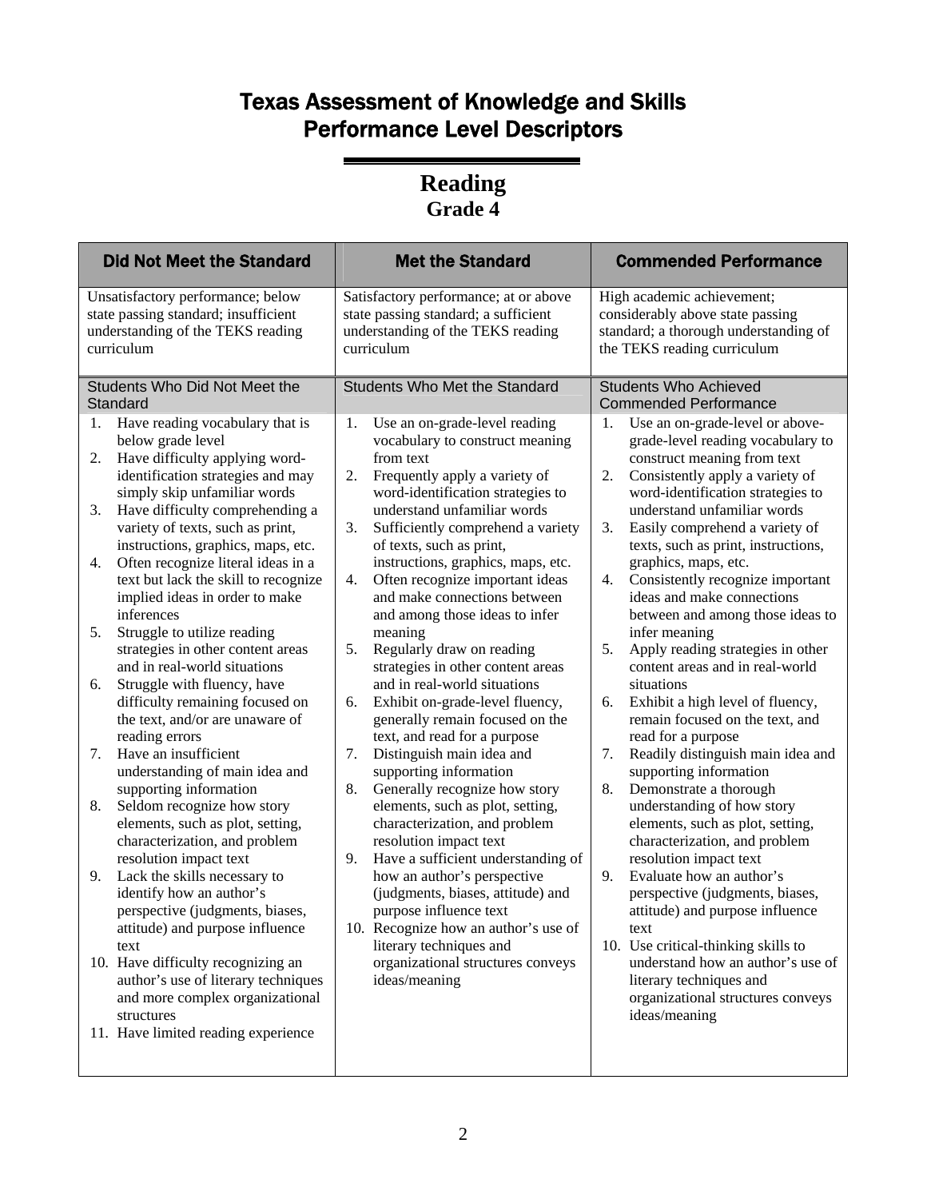# Texas Assessment of Knowledge and Skills
# Performance Level Descriptors

## Reading
### Grade 4

| Did Not Meet the Standard | Met the Standard | Commended Performance |
|---|---|---|
| Unsatisfactory performance; below state passing standard; insufficient understanding of the TEKS reading curriculum | Satisfactory performance; at or above state passing standard; a sufficient understanding of the TEKS reading curriculum | High academic achievement; considerably above state passing standard; a thorough understanding of the TEKS reading curriculum |
| **Students Who Did Not Meet the Standard** | **Students Who Met the Standard** | **Students Who Achieved Commended Performance** |
| 1. Have reading vocabulary that is below grade level<br>2. Have difficulty applying word-identification strategies and may simply skip unfamiliar words<br>3. Have difficulty comprehending a variety of texts, such as print, instructions, graphics, maps, etc.<br>4. Often recognize literal ideas in a text but lack the skill to recognize implied ideas in order to make inferences<br>5. Struggle to utilize reading strategies in other content areas and in real-world situations<br>6. Struggle with fluency, have difficulty remaining focused on the text, and/or are unaware of reading errors<br>7. Have an insufficient understanding of main idea and supporting information<br>8. Seldom recognize how story elements, such as plot, setting, characterization, and problem resolution impact text<br>9. Lack the skills necessary to identify how an author's perspective (judgments, biases, attitude) and purpose influence text<br>10. Have difficulty recognizing an author's use of literary techniques and more complex organizational structures<br>11. Have limited reading experience | 1. Use an on-grade-level reading vocabulary to construct meaning from text<br>2. Frequently apply a variety of word-identification strategies to understand unfamiliar words<br>3. Sufficiently comprehend a variety of texts, such as print, instructions, graphics, maps, etc.<br>4. Often recognize important ideas and make connections between and among those ideas to infer meaning<br>5. Regularly draw on reading strategies in other content areas and in real-world situations<br>6. Exhibit on-grade-level fluency, generally remain focused on the text, and read for a purpose<br>7. Distinguish main idea and supporting information<br>8. Generally recognize how story elements, such as plot, setting, characterization, and problem resolution impact text<br>9. Have a sufficient understanding of how an author's perspective (judgments, biases, attitude) and purpose influence text<br>10. Recognize how an author's use of literary techniques and organizational structures conveys ideas/meaning | 1. Use an on-grade-level or above-grade-level reading vocabulary to construct meaning from text<br>2. Consistently apply a variety of word-identification strategies to understand unfamiliar words<br>3. Easily comprehend a variety of texts, such as print, instructions, graphics, maps, etc.<br>4. Consistently recognize important ideas and make connections between and among those ideas to infer meaning<br>5. Apply reading strategies in other content areas and in real-world situations<br>6. Exhibit a high level of fluency, remain focused on the text, and read for a purpose<br>7. Readily distinguish main idea and supporting information<br>8. Demonstrate a thorough understanding of how story elements, such as plot, setting, characterization, and problem resolution impact text<br>9. Evaluate how an author's perspective (judgments, biases, attitude) and purpose influence text<br>10. Use critical-thinking skills to understand how an author's use of literary techniques and organizational structures conveys ideas/meaning |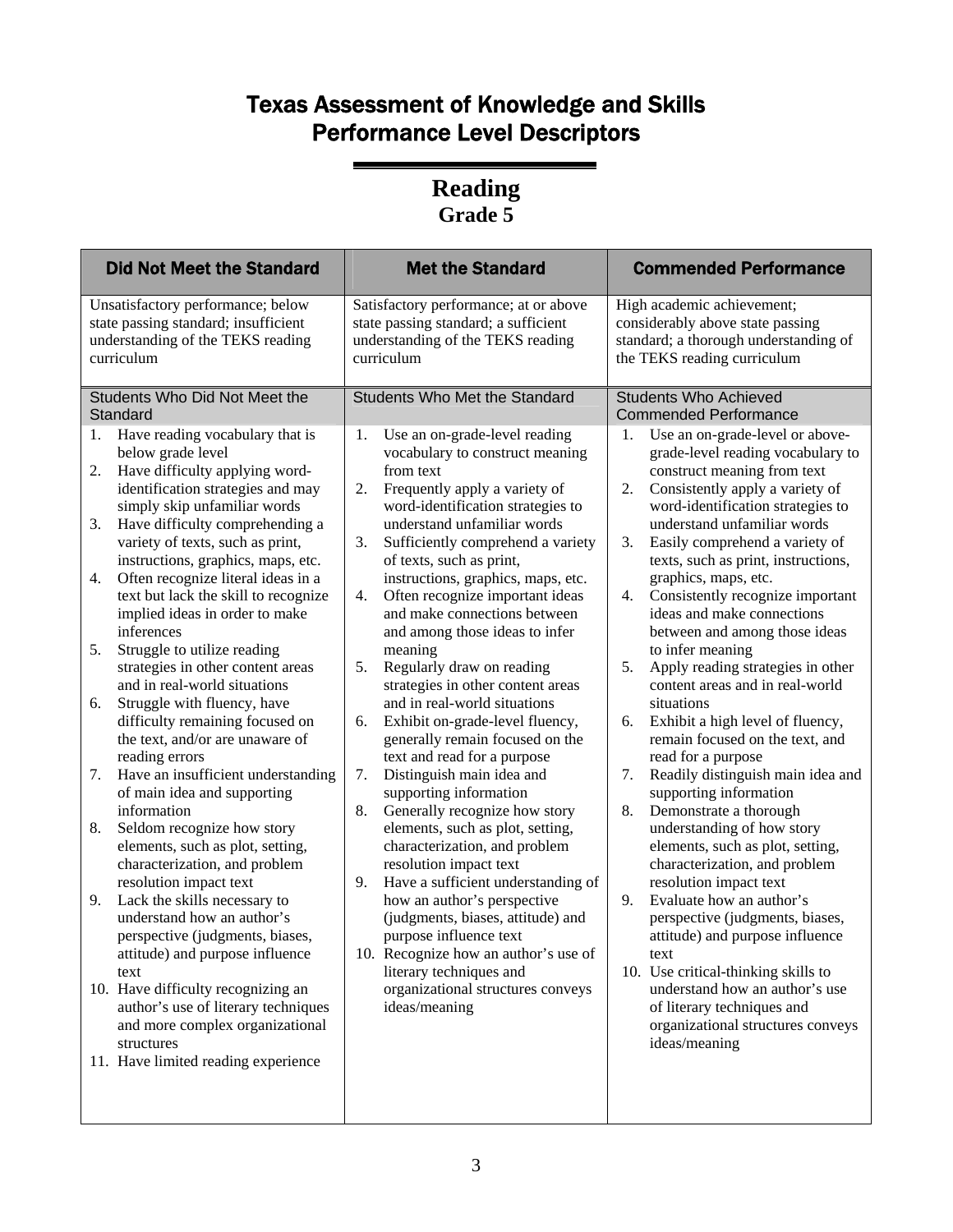# Texas Assessment of Knowledge and Skills
# Performance Level Descriptors

## Reading
### Grade 5

| Did Not Meet the Standard | Met the Standard | Commended Performance |
|---|---|---|
| Unsatisfactory performance; below state passing standard; insufficient understanding of the TEKS reading curriculum | Satisfactory performance; at or above state passing standard; a sufficient understanding of the TEKS reading curriculum | High academic achievement; considerably above state passing standard; a thorough understanding of the TEKS reading curriculum |
| **Students Who Did Not Meet the Standard** | **Students Who Met the Standard** | **Students Who Achieved Commended Performance** |
| 1. Have reading vocabulary that is below grade level<br>2. Have difficulty applying word-identification strategies and may simply skip unfamiliar words<br>3. Have difficulty comprehending a variety of texts, such as print, instructions, graphics, maps, etc.<br>4. Often recognize literal ideas in a text but lack the skill to recognize implied ideas in order to make inferences<br>5. Struggle to utilize reading strategies in other content areas and in real-world situations<br>6. Struggle with fluency, have difficulty remaining focused on the text, and/or are unaware of reading errors<br>7. Have an insufficient understanding of main idea and supporting information<br>8. Seldom recognize how story elements, such as plot, setting, characterization, and problem resolution impact text<br>9. Lack the skills necessary to understand how an author's perspective (judgments, biases, attitude) and purpose influence text<br>10. Have difficulty recognizing an author's use of literary techniques and more complex organizational structures<br>11. Have limited reading experience | 1. Use an on-grade-level reading vocabulary to construct meaning from text<br>2. Frequently apply a variety of word-identification strategies to understand unfamiliar words<br>3. Sufficiently comprehend a variety of texts, such as print, instructions, graphics, maps, etc.<br>4. Often recognize important ideas and make connections between and among those ideas to infer meaning<br>5. Regularly draw on reading strategies in other content areas and in real-world situations<br>6. Exhibit on-grade-level fluency, generally remain focused on the text and read for a purpose<br>7. Distinguish main idea and supporting information<br>8. Generally recognize how story elements, such as plot, setting, characterization, and problem resolution impact text<br>9. Have a sufficient understanding of how an author's perspective (judgments, biases, attitude) and purpose influence text<br>10. Recognize how an author's use of literary techniques and organizational structures conveys ideas/meaning | 1. Use an on-grade-level or above-grade-level reading vocabulary to construct meaning from text<br>2. Consistently apply a variety of word-identification strategies to understand unfamiliar words<br>3. Easily comprehend a variety of texts, such as print, instructions, graphics, maps, etc.<br>4. Consistently recognize important ideas and make connections between and among those ideas to infer meaning<br>5. Apply reading strategies in other content areas and in real-world situations<br>6. Exhibit a high level of fluency, remain focused on the text, and read for a purpose<br>7. Readily distinguish main idea and supporting information<br>8. Demonstrate a thorough understanding of how story elements, such as plot, setting, characterization, and problem resolution impact text<br>9. Evaluate how an author's perspective (judgments, biases, attitude) and purpose influence text<br>10. Use critical-thinking skills to understand how an author's use of literary techniques and organizational structures conveys ideas/meaning |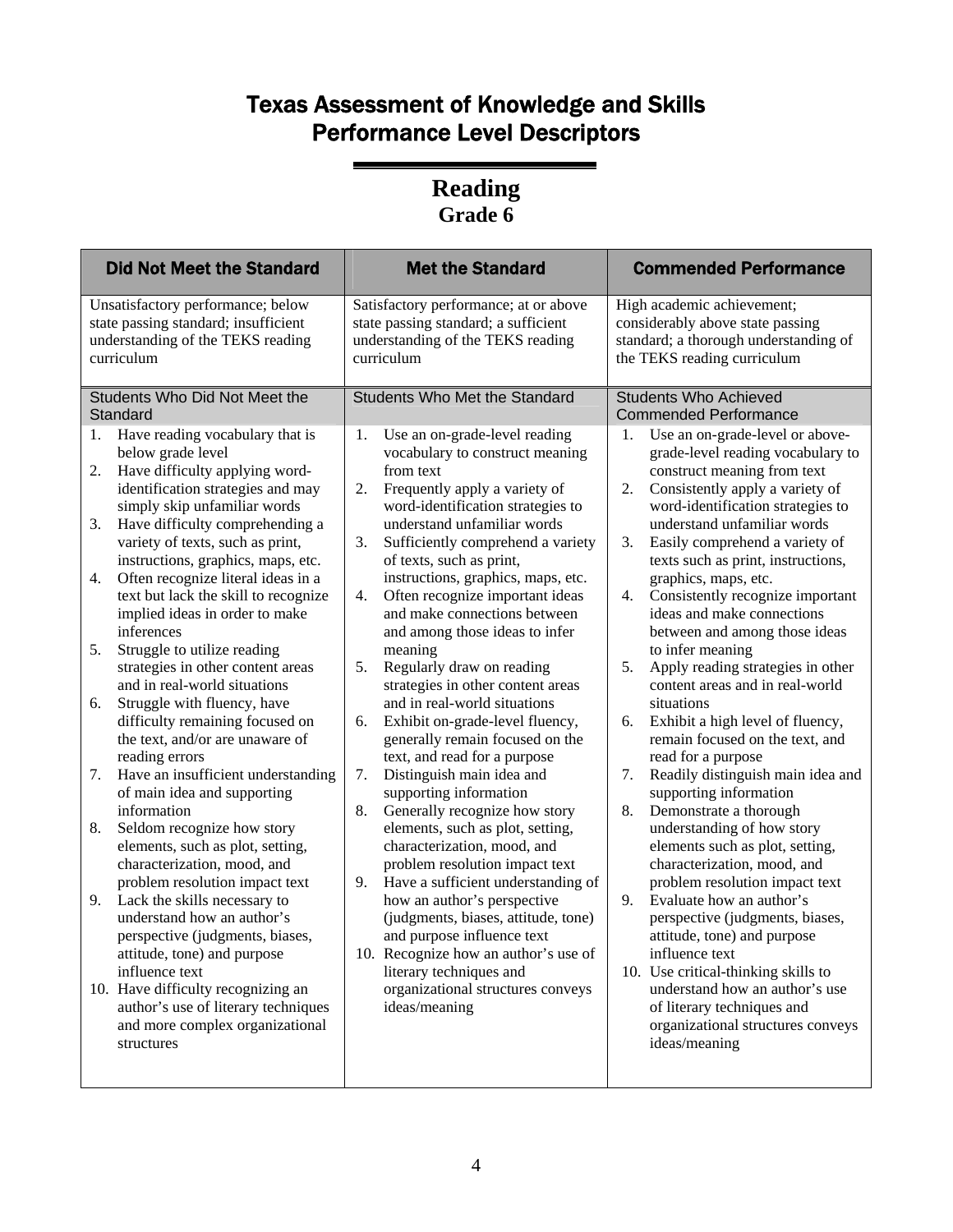# Texas Assessment of Knowledge and Skills Performance Level Descriptors

## Reading
### Grade 6

| Did Not Meet the Standard | Met the Standard | Commended Performance |
|---|---|---|
| Unsatisfactory performance; below state passing standard; insufficient understanding of the TEKS reading curriculum | Satisfactory performance; at or above state passing standard; a sufficient understanding of the TEKS reading curriculum | High academic achievement; considerably above state passing standard; a thorough understanding of the TEKS reading curriculum |
| **Students Who Did Not Meet the Standard** | **Students Who Met the Standard** | **Students Who Achieved Commended Performance** |
| 1. Have reading vocabulary that is below grade level | 1. Use an on-grade-level reading vocabulary to construct meaning from text | 1. Use an on-grade-level or above-grade-level reading vocabulary to construct meaning from text |
| 2. Have difficulty applying word-identification strategies and may simply skip unfamiliar words | 2. Frequently apply a variety of word-identification strategies to understand unfamiliar words | 2. Consistently apply a variety of word-identification strategies to understand unfamiliar words |
| 3. Have difficulty comprehending a variety of texts, such as print, instructions, graphics, maps, etc. | 3. Sufficiently comprehend a variety of texts, such as print, instructions, graphics, maps, etc. | 3. Easily comprehend a variety of texts such as print, instructions, graphics, maps, etc. |
| 4. Often recognize literal ideas in a text but lack the skill to recognize implied ideas in order to make inferences | 4. Often recognize important ideas and make connections between and among those ideas to infer meaning | 4. Consistently recognize important ideas and make connections between and among those ideas to infer meaning |
| 5. Struggle to utilize reading strategies in other content areas and in real-world situations | 5. Regularly draw on reading strategies in other content areas and in real-world situations | 5. Apply reading strategies in other content areas and in real-world situations |
| 6. Struggle with fluency, have difficulty remaining focused on the text, and/or are unaware of reading errors | 6. Exhibit on-grade-level fluency, generally remain focused on the text, and read for a purpose | 6. Exhibit a high level of fluency, remain focused on the text, and read for a purpose |
| 7. Have an insufficient understanding of main idea and supporting information | 7. Distinguish main idea and supporting information | 7. Readily distinguish main idea and supporting information |
| 8. Seldom recognize how story elements, such as plot, setting, characterization, mood, and problem resolution impact text | 8. Generally recognize how story elements, such as plot, setting, characterization, mood, and problem resolution impact text | 8. Demonstrate a thorough understanding of how story elements such as plot, setting, characterization, mood, and problem resolution impact text |
| 9. Lack the skills necessary to understand how an author's perspective (judgments, biases, attitude, tone) and purpose influence text | 9. Have a sufficient understanding of how an author's perspective (judgments, biases, attitude, tone) and purpose influence text | 9. Evaluate how an author's perspective (judgments, biases, attitude, tone) and purpose influence text |
| 10. Have difficulty recognizing an author's use of literary techniques and more complex organizational structures | 10. Recognize how an author's use of literary techniques and organizational structures conveys ideas/meaning | 10. Use critical-thinking skills to understand how an author's use of literary techniques and organizational structures conveys ideas/meaning |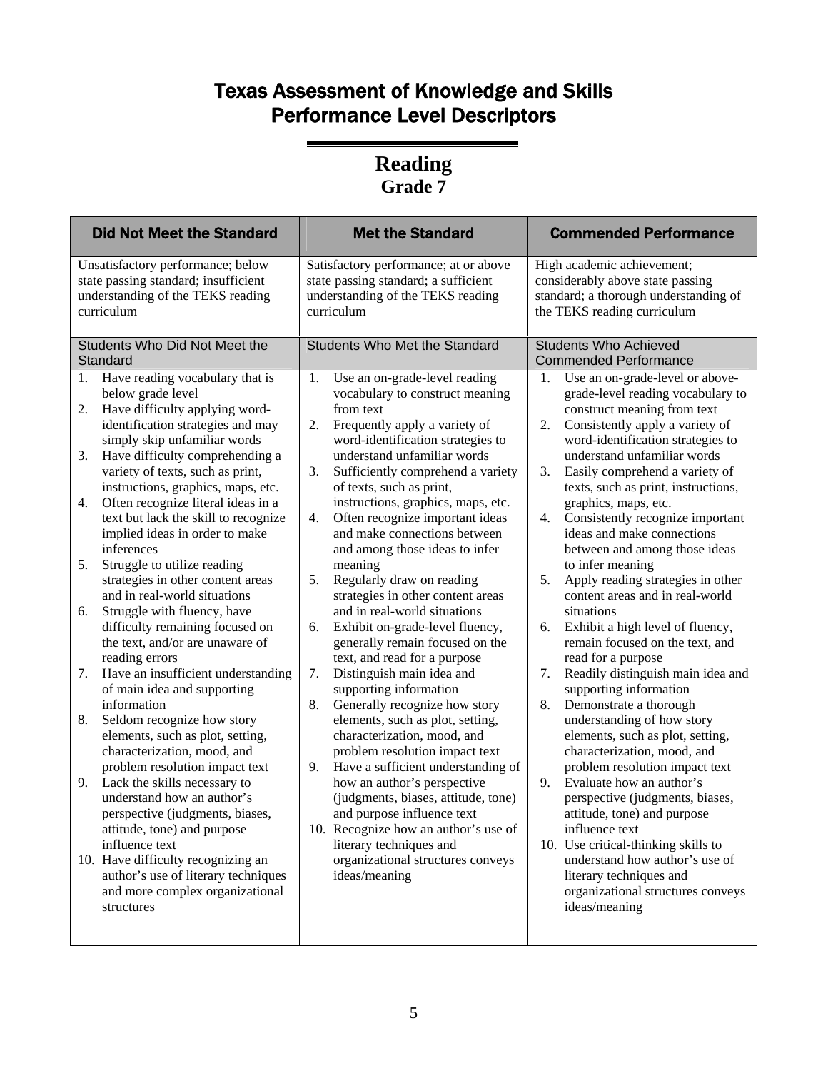# Texas Assessment of Knowledge and Skills Performance Level Descriptors

## Reading
### Grade 7

| Did Not Meet the Standard | Met the Standard | Commended Performance |
|---|---|---|
| Unsatisfactory performance; below state passing standard; insufficient understanding of the TEKS reading curriculum | Satisfactory performance; at or above state passing standard; a sufficient understanding of the TEKS reading curriculum | High academic achievement; considerably above state passing standard; a thorough understanding of the TEKS reading curriculum |
| **Students Who Did Not Meet the Standard** | **Students Who Met the Standard** | **Students Who Achieved Commended Performance** |
| 1. Have reading vocabulary that is below grade level | 1. Use an on-grade-level reading vocabulary to construct meaning from text | 1. Use an on-grade-level or above-grade-level reading vocabulary to construct meaning from text |
| 2. Have difficulty applying word-identification strategies and may simply skip unfamiliar words | 2. Frequently apply a variety of word-identification strategies to understand unfamiliar words | 2. Consistently apply a variety of word-identification strategies to understand unfamiliar words |
| 3. Have difficulty comprehending a variety of texts, such as print, instructions, graphics, maps, etc. | 3. Sufficiently comprehend a variety of texts, such as print, instructions, graphics, maps, etc. | 3. Easily comprehend a variety of texts, such as print, instructions, graphics, maps, etc. |
| 4. Often recognize literal ideas in a text but lack the skill to recognize implied ideas in order to make inferences | 4. Often recognize important ideas and make connections between and among those ideas to infer meaning | 4. Consistently recognize important ideas and make connections between and among those ideas to infer meaning |
| 5. Struggle to utilize reading strategies in other content areas and in real-world situations | 5. Regularly draw on reading strategies in other content areas and in real-world situations | 5. Apply reading strategies in other content areas and in real-world situations |
| 6. Struggle with fluency, have difficulty remaining focused on the text, and/or are unaware of reading errors | 6. Exhibit on-grade-level fluency, generally remain focused on the text, and read for a purpose | 6. Exhibit a high level of fluency, remain focused on the text, and read for a purpose |
| 7. Have an insufficient understanding of main idea and supporting information | 7. Distinguish main idea and supporting information | 7. Readily distinguish main idea and supporting information |
| 8. Seldom recognize how story elements, such as plot, setting, characterization, mood, and problem resolution impact text | 8. Generally recognize how story elements, such as plot, setting, characterization, mood, and problem resolution impact text | 8. Demonstrate a thorough understanding of how story elements, such as plot, setting, characterization, mood, and problem resolution impact text |
| 9. Lack the skills necessary to understand how an author's perspective (judgments, biases, attitude, tone) and purpose influence text | 9. Have a sufficient understanding of how an author's perspective (judgments, biases, attitude, tone) and purpose influence text | 9. Evaluate how an author's perspective (judgments, biases, attitude, tone) and purpose influence text |
| 10. Have difficulty recognizing an author's use of literary techniques and more complex organizational structures | 10. Recognize how an author's use of literary techniques and organizational structures conveys ideas/meaning | 10. Use critical-thinking skills to understand how author's use of literary techniques and organizational structures conveys ideas/meaning |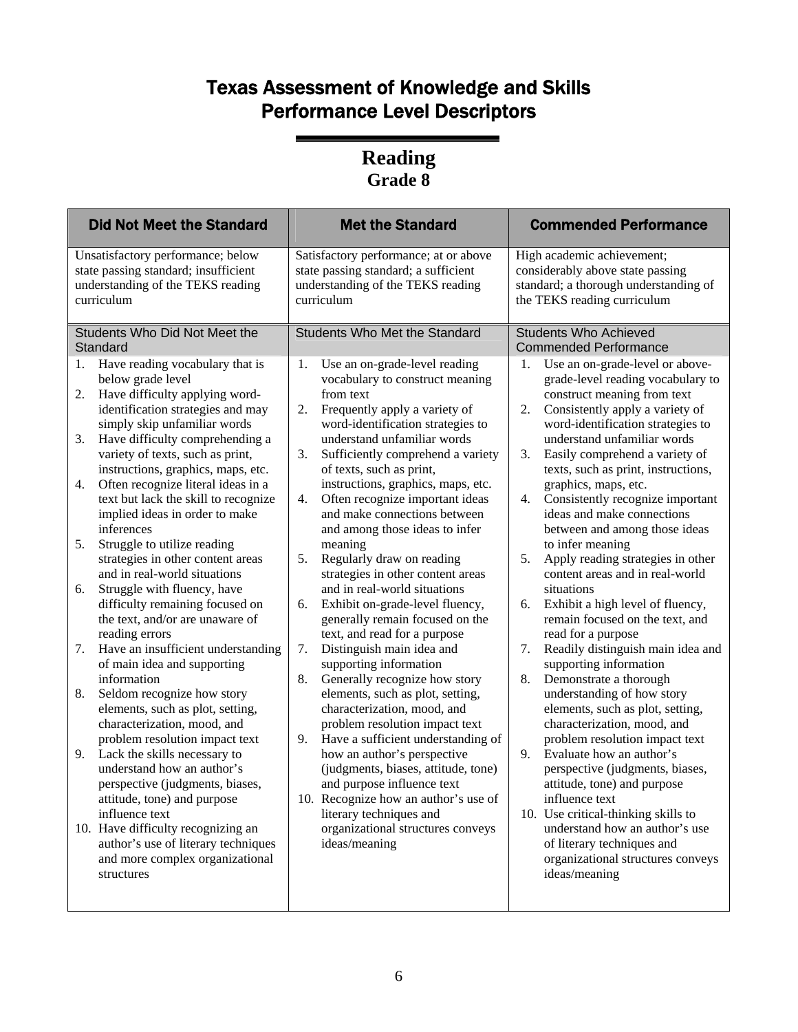# Texas Assessment of Knowledge and Skills Performance Level Descriptors

## Reading
### Grade 8

| Did Not Meet the Standard | Met the Standard | Commended Performance |
|---|---|---|
| Unsatisfactory performance; below state passing standard; insufficient understanding of the TEKS reading curriculum | Satisfactory performance; at or above state passing standard; a sufficient understanding of the TEKS reading curriculum | High academic achievement; considerably above state passing standard; a thorough understanding of the TEKS reading curriculum |
| Students Who Did Not Meet the Standard | Students Who Met the Standard | Students Who Achieved Commended Performance |
| 1. Have reading vocabulary that is below grade level<br>2. Have difficulty applying word-identification strategies and may simply skip unfamiliar words<br>3. Have difficulty comprehending a variety of texts, such as print, instructions, graphics, maps, etc.<br>4. Often recognize literal ideas in a text but lack the skill to recognize implied ideas in order to make inferences<br>5. Struggle to utilize reading strategies in other content areas and in real-world situations<br>6. Struggle with fluency, have difficulty remaining focused on the text, and/or are unaware of reading errors<br>7. Have an insufficient understanding of main idea and supporting information<br>8. Seldom recognize how story elements, such as plot, setting, characterization, mood, and problem resolution impact text<br>9. Lack the skills necessary to understand how an author's perspective (judgments, biases, attitude, tone) and purpose influence text<br>10. Have difficulty recognizing an author's use of literary techniques and more complex organizational structures | 1. Use an on-grade-level reading vocabulary to construct meaning from text<br>2. Frequently apply a variety of word-identification strategies to understand unfamiliar words<br>3. Sufficiently comprehend a variety of texts, such as print, instructions, graphics, maps, etc.<br>4. Often recognize important ideas and make connections between and among those ideas to infer meaning<br>5. Regularly draw on reading strategies in other content areas and in real-world situations<br>6. Exhibit on-grade-level fluency, generally remain focused on the text, and read for a purpose<br>7. Distinguish main idea and supporting information<br>8. Generally recognize how story elements, such as plot, setting, characterization, mood, and problem resolution impact text<br>9. Have a sufficient understanding of how an author's perspective (judgments, biases, attitude, tone) and purpose influence text<br>10. Recognize how an author's use of literary techniques and organizational structures conveys ideas/meaning | 1. Use an on-grade-level or above-grade-level reading vocabulary to construct meaning from text<br>2. Consistently apply a variety of word-identification strategies to understand unfamiliar words<br>3. Easily comprehend a variety of texts, such as print, instructions, graphics, maps, etc.<br>4. Consistently recognize important ideas and make connections between and among those ideas to infer meaning<br>5. Apply reading strategies in other content areas and in real-world situations<br>6. Exhibit a high level of fluency, remain focused on the text, and read for a purpose<br>7. Readily distinguish main idea and supporting information<br>8. Demonstrate a thorough understanding of how story elements, such as plot, setting, characterization, mood, and problem resolution impact text<br>9. Evaluate how an author's perspective (judgments, biases, attitude, tone) and purpose influence text<br>10. Use critical-thinking skills to understand how an author's use of literary techniques and organizational structures conveys ideas/meaning |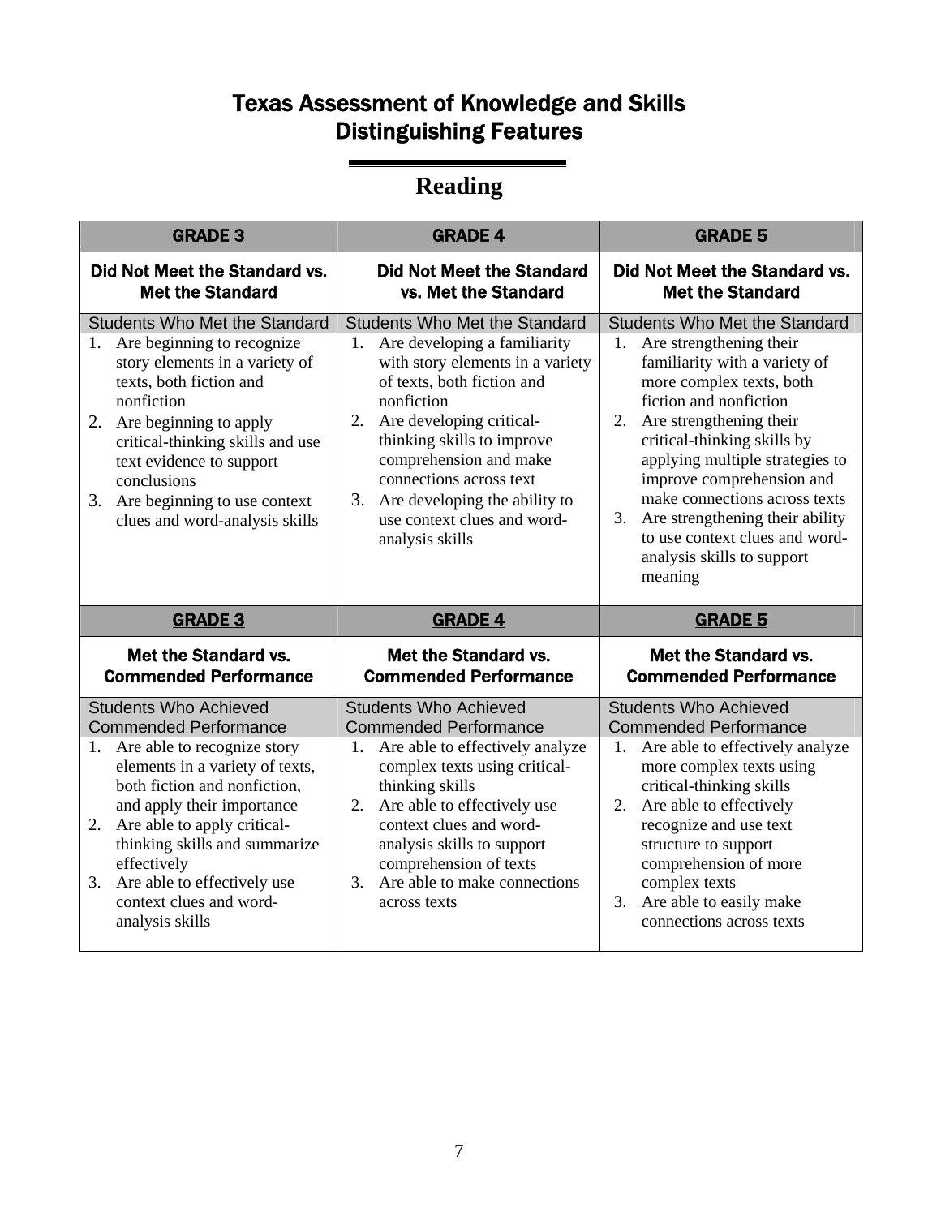# Texas Assessment of Knowledge and Skills Distinguishing Features

## Reading

| GRADE 3 | GRADE 4 | GRADE 5 |
|---|---|---|
| **Did Not Meet the Standard vs. Met the Standard** | **Did Not Meet the Standard vs. Met the Standard** | **Did Not Meet the Standard vs. Met the Standard** |
| Students Who Met the Standard | Students Who Met the Standard | Students Who Met the Standard |
| 1. Are beginning to recognize story elements in a variety of texts, both fiction and nonfiction<br>2. Are beginning to apply critical-thinking skills and use text evidence to support conclusions<br>3. Are beginning to use context clues and word-analysis skills | 1. Are developing a familiarity with story elements in a variety of texts, both fiction and nonfiction<br>2. Are developing critical-thinking skills to improve comprehension and make connections across text<br>3. Are developing the ability to use context clues and word-analysis skills | 1. Are strengthening their familiarity with a variety of more complex texts, both fiction and nonfiction<br>2. Are strengthening their critical-thinking skills by applying multiple strategies to improve comprehension and make connections across texts<br>3. Are strengthening their ability to use context clues and word-analysis skills to support meaning |
| **GRADE 3** | **GRADE 4** | **GRADE 5** |
| **Met the Standard vs. Commended Performance** | **Met the Standard vs. Commended Performance** | **Met the Standard vs. Commended Performance** |
| Students Who Achieved Commended Performance | Students Who Achieved Commended Performance | Students Who Achieved Commended Performance |
| 1. Are able to recognize story elements in a variety of texts, both fiction and nonfiction, and apply their importance<br>2. Are able to apply critical-thinking skills and summarize effectively<br>3. Are able to effectively use context clues and word-analysis skills | 1. Are able to effectively analyze complex texts using critical-thinking skills<br>2. Are able to effectively use context clues and word-analysis skills to support comprehension of texts<br>3. Are able to make connections across texts | 1. Are able to effectively analyze more complex texts using critical-thinking skills<br>2. Are able to effectively recognize and use text structure to support comprehension of more complex texts<br>3. Are able to easily make connections across texts |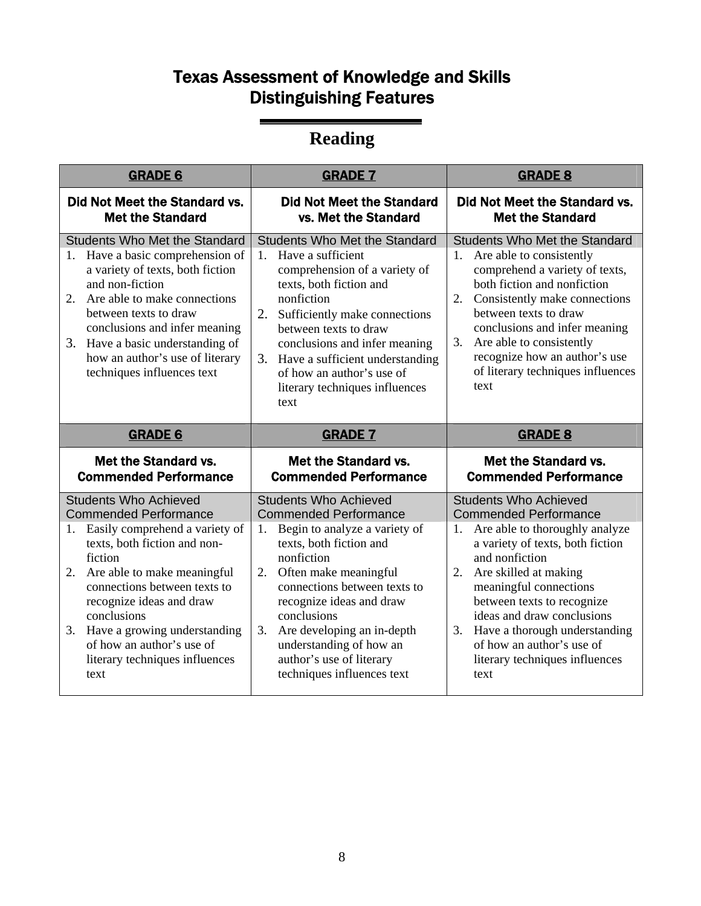# Texas Assessment of Knowledge and Skills
# Distinguishing Features

## Reading

| GRADE 6 | GRADE 7 | GRADE 8 |
|---|---|---|
| **Did Not Meet the Standard vs. Met the Standard** | **Did Not Meet the Standard vs. Met the Standard** | **Did Not Meet the Standard vs. Met the Standard** |
| Students Who Met the Standard | Students Who Met the Standard | Students Who Met the Standard |
| 1. Have a basic comprehension of a variety of texts, both fiction and non-fiction<br>2. Are able to make connections between texts to draw conclusions and infer meaning<br>3. Have a basic understanding of how an author's use of literary techniques influences text | 1. Have a sufficient comprehension of a variety of texts, both fiction and nonfiction<br>2. Sufficiently make connections between texts to draw conclusions and infer meaning<br>3. Have a sufficient understanding of how an author's use of literary techniques influences text | 1. Are able to consistently comprehend a variety of texts, both fiction and nonfiction<br>2. Consistently make connections between texts to draw conclusions and infer meaning<br>3. Are able to consistently recognize how an author's use of literary techniques influences text |
| **GRADE 6** | **GRADE 7** | **GRADE 8** |
| **Met the Standard vs. Commended Performance** | **Met the Standard vs. Commended Performance** | **Met the Standard vs. Commended Performance** |
| Students Who Achieved Commended Performance | Students Who Achieved Commended Performance | Students Who Achieved Commended Performance |
| 1. Easily comprehend a variety of texts, both fiction and non-fiction<br>2. Are able to make meaningful connections between texts to recognize ideas and draw conclusions<br>3. Have a growing understanding of how an author's use of literary techniques influences text | 1. Begin to analyze a variety of texts, both fiction and nonfiction<br>2. Often make meaningful connections between texts to recognize ideas and draw conclusions<br>3. Are developing an in-depth understanding of how an author's use of literary techniques influences text | 1. Are able to thoroughly analyze a variety of texts, both fiction and nonfiction<br>2. Are skilled at making meaningful connections between texts to recognize ideas and draw conclusions<br>3. Have a thorough understanding of how an author's use of literary techniques influences text |